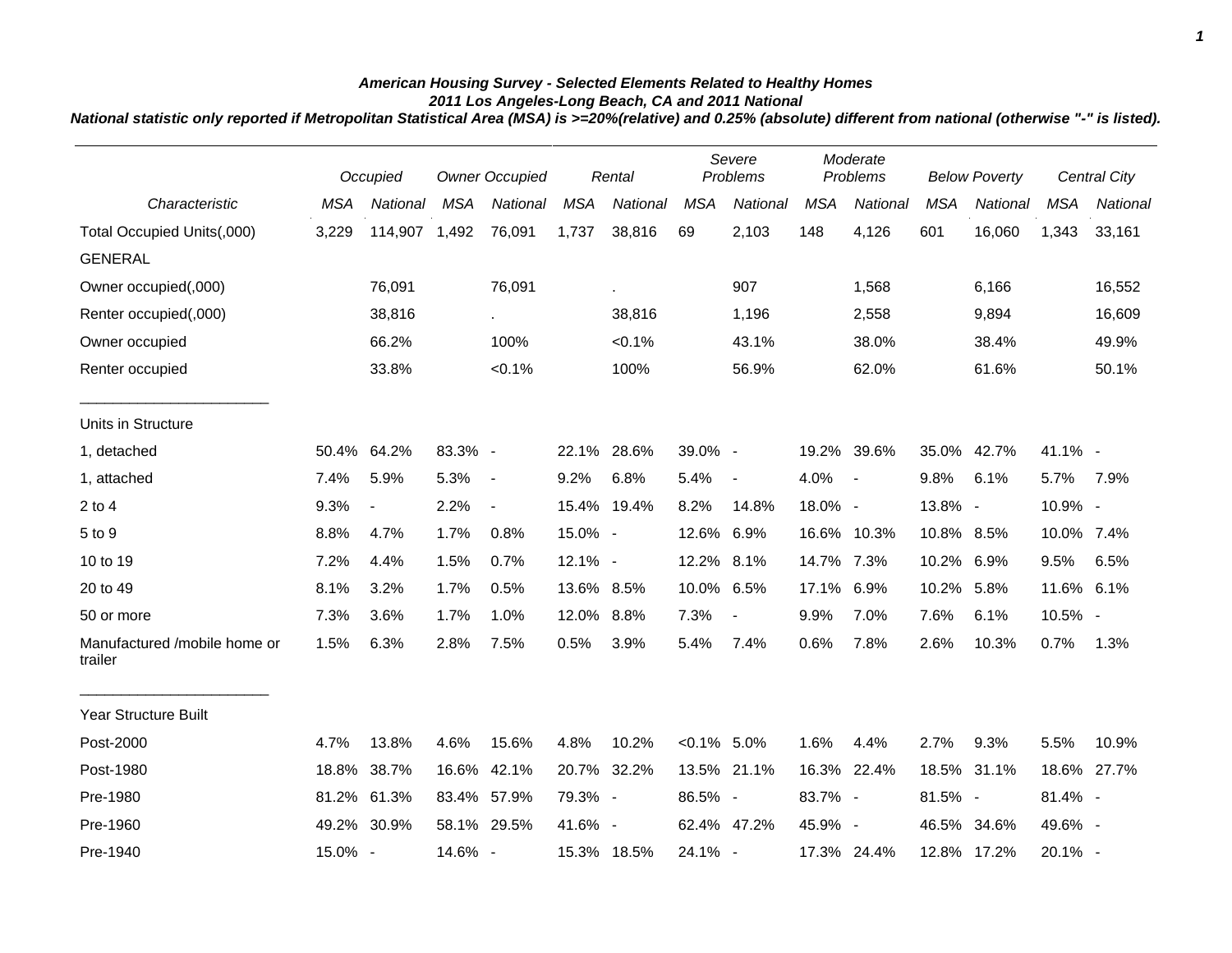# American Housing Survey - Selected Elements Related to Healthy Homes

## 2011 Los Angeles-Long Beach, CA and 2011 National

**National statistic only reported if Metropolitan Statistical Area (MSA) is >=20%(relative) and 0.25% (absolute) different from national (otherwise "-" is listed).**

| | Occupied | | Owner Occupied | | Rental | | Severe Problems | | Moderate Problems | | Below Poverty | | Central City | |
|---|---|---|---|---|---|---|---|---|---|---|---|---|---|---|
| Characteristic | MSA | National | MSA | National | MSA | National | MSA | National | MSA | National | MSA | National | MSA | National |
| Total Occupied Units(,000) | 3,229 | 114,907 | 1,492 | 76,091 | 1,737 | 38,816 | 69 | 2,103 | 148 | 4,126 | 601 | 16,060 | 1,343 | 33,161 |
| GENERAL | | | | | | | | | | | | | | |
| Owner occupied(,000) | | 76,091 | | 76,091 | | . | | 907 | | 1,568 | | 6,166 | | 16,552 |
| Renter occupied(,000) | | 38,816 | | . | | 38,816 | | 1,196 | | 2,558 | | 9,894 | | 16,609 |
| Owner occupied | | 66.2% | | 100% | | <0.1% | | 43.1% | | 38.0% | | 38.4% | | 49.9% |
| Renter occupied | | 33.8% | | <0.1% | | 100% | | 56.9% | | 62.0% | | 61.6% | | 50.1% |
| Units in Structure | | | | | | | | | | | | | | |
| 1, detached | 50.4% | 64.2% | 83.3% | - | 22.1% | 28.6% | 39.0% | - | 19.2% | 39.6% | 35.0% | 42.7% | 41.1% | - |
| 1, attached | 7.4% | 5.9% | 5.3% | - | 9.2% | 6.8% | 5.4% | - | 4.0% | - | 9.8% | 6.1% | 5.7% | 7.9% |
| 2 to 4 | 9.3% | - | 2.2% | - | 15.4% | 19.4% | 8.2% | 14.8% | 18.0% | - | 13.8% | - | 10.9% | - |
| 5 to 9 | 8.8% | 4.7% | 1.7% | 0.8% | 15.0% | - | 12.6% | 6.9% | 16.6% | 10.3% | 10.8% | 8.5% | 10.0% | 7.4% |
| 10 to 19 | 7.2% | 4.4% | 1.5% | 0.7% | 12.1% | - | 12.2% | 8.1% | 14.7% | 7.3% | 10.2% | 6.9% | 9.5% | 6.5% |
| 20 to 49 | 8.1% | 3.2% | 1.7% | 0.5% | 13.6% | 8.5% | 10.0% | 6.5% | 17.1% | 6.9% | 10.2% | 5.8% | 11.6% | 6.1% |
| 50 or more | 7.3% | 3.6% | 1.7% | 1.0% | 12.0% | 8.8% | 7.3% | - | 9.9% | 7.0% | 7.6% | 6.1% | 10.5% | - |
| Manufactured /mobile home or trailer | 1.5% | 6.3% | 2.8% | 7.5% | 0.5% | 3.9% | 5.4% | 7.4% | 0.6% | 7.8% | 2.6% | 10.3% | 0.7% | 1.3% |
| Year Structure Built | | | | | | | | | | | | | | |
| Post-2000 | 4.7% | 13.8% | 4.6% | 15.6% | 4.8% | 10.2% | <0.1% | 5.0% | 1.6% | 4.4% | 2.7% | 9.3% | 5.5% | 10.9% |
| Post-1980 | 18.8% | 38.7% | 16.6% | 42.1% | 20.7% | 32.2% | 13.5% | 21.1% | 16.3% | 22.4% | 18.5% | 31.1% | 18.6% | 27.7% |
| Pre-1980 | 81.2% | 61.3% | 83.4% | 57.9% | 79.3% | - | 86.5% | - | 83.7% | - | 81.5% | - | 81.4% | - |
| Pre-1960 | 49.2% | 30.9% | 58.1% | 29.5% | 41.6% | - | 62.4% | 47.2% | 45.9% | - | 46.5% | 34.6% | 49.6% | - |
| Pre-1940 | 15.0% | - | 14.6% | - | 15.3% | 18.5% | 24.1% | - | 17.3% | 24.4% | 12.8% | 17.2% | 20.1% | - |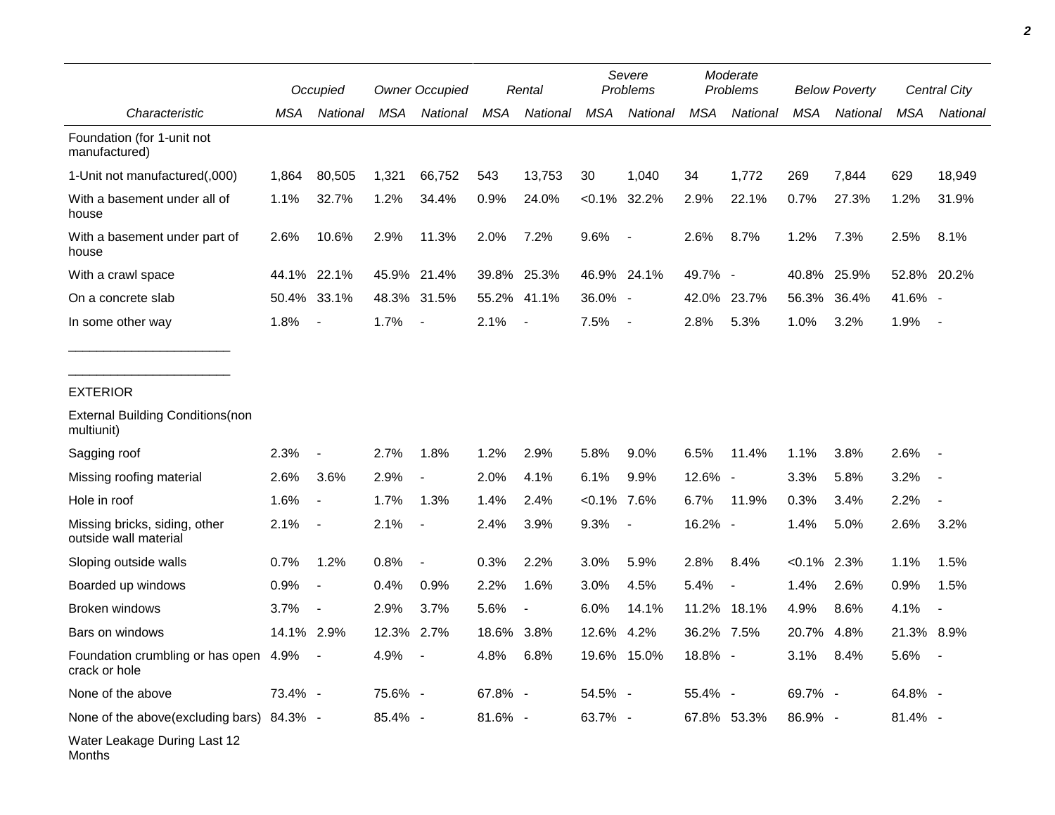| Characteristic | Occupied | | Owner Occupied | | Rental | | Severe Problems | | Moderate Problems | | Below Poverty | | Central City | |
|---|---|---|---|---|---|---|---|---|---|---|---|---|---|---|
| | MSA | National | MSA | National | MSA | National | MSA | National | MSA | National | MSA | National | MSA | National |
| Foundation (for 1-unit not manufactured) | | | | | | | | | | | | | | |
| 1-Unit not manufactured(,000) | 1,864 | 80,505 | 1,321 | 66,752 | 543 | 13,753 | 30 | 1,040 | 34 | 1,772 | 269 | 7,844 | 629 | 18,949 |
| With a basement under all of house | 1.1% | 32.7% | 1.2% | 34.4% | 0.9% | 24.0% | <0.1% | 32.2% | 2.9% | 22.1% | 0.7% | 27.3% | 1.2% | 31.9% |
| With a basement under part of house | 2.6% | 10.6% | 2.9% | 11.3% | 2.0% | 7.2% | 9.6% | - | 2.6% | 8.7% | 1.2% | 7.3% | 2.5% | 8.1% |
| With a crawl space | 44.1% | 22.1% | 45.9% | 21.4% | 39.8% | 25.3% | 46.9% | 24.1% | 49.7% | - | 40.8% | 25.9% | 52.8% | 20.2% |
| On a concrete slab | 50.4% | 33.1% | 48.3% | 31.5% | 55.2% | 41.1% | 36.0% | - | 42.0% | 23.7% | 56.3% | 36.4% | 41.6% | - |
| In some other way | 1.8% | - | 1.7% | - | 2.1% | - | 7.5% | - | 2.8% | 5.3% | 1.0% | 3.2% | 1.9% | - |
| EXTERIOR | | | | | | | | | | | | | | |
| External Building Conditions(non multiunit) | | | | | | | | | | | | | | |
| Sagging roof | 2.3% | - | 2.7% | 1.8% | 1.2% | 2.9% | 5.8% | 9.0% | 6.5% | 11.4% | 1.1% | 3.8% | 2.6% | - |
| Missing roofing material | 2.6% | 3.6% | 2.9% | - | 2.0% | 4.1% | 6.1% | 9.9% | 12.6% | - | 3.3% | 5.8% | 3.2% | - |
| Hole in roof | 1.6% | - | 1.7% | 1.3% | 1.4% | 2.4% | <0.1% | 7.6% | 6.7% | 11.9% | 0.3% | 3.4% | 2.2% | - |
| Missing bricks, siding, other outside wall material | 2.1% | - | 2.1% | - | 2.4% | 3.9% | 9.3% | - | 16.2% | - | 1.4% | 5.0% | 2.6% | 3.2% |
| Sloping outside walls | 0.7% | 1.2% | 0.8% | - | 0.3% | 2.2% | 3.0% | 5.9% | 2.8% | 8.4% | <0.1% | 2.3% | 1.1% | 1.5% |
| Boarded up windows | 0.9% | - | 0.4% | 0.9% | 2.2% | 1.6% | 3.0% | 4.5% | 5.4% | - | 1.4% | 2.6% | 0.9% | 1.5% |
| Broken windows | 3.7% | - | 2.9% | 3.7% | 5.6% | - | 6.0% | 14.1% | 11.2% | 18.1% | 4.9% | 8.6% | 4.1% | - |
| Bars on windows | 14.1% | 2.9% | 12.3% | 2.7% | 18.6% | 3.8% | 12.6% | 4.2% | 36.2% | 7.5% | 20.7% | 4.8% | 21.3% | 8.9% |
| Foundation crumbling or has open crack or hole | 4.9% | - | 4.9% | - | 4.8% | 6.8% | 19.6% | 15.0% | 18.8% | - | 3.1% | 8.4% | 5.6% | - |
| None of the above | 73.4% | - | 75.6% | - | 67.8% | - | 54.5% | - | 55.4% | - | 69.7% | - | 64.8% | - |
| None of the above(excluding bars) | 84.3% | - | 85.4% | - | 81.6% | - | 63.7% | - | 67.8% | 53.3% | 86.9% | - | 81.4% | - |
| Water Leakage During Last 12 Months | | | | | | | | | | | | | | |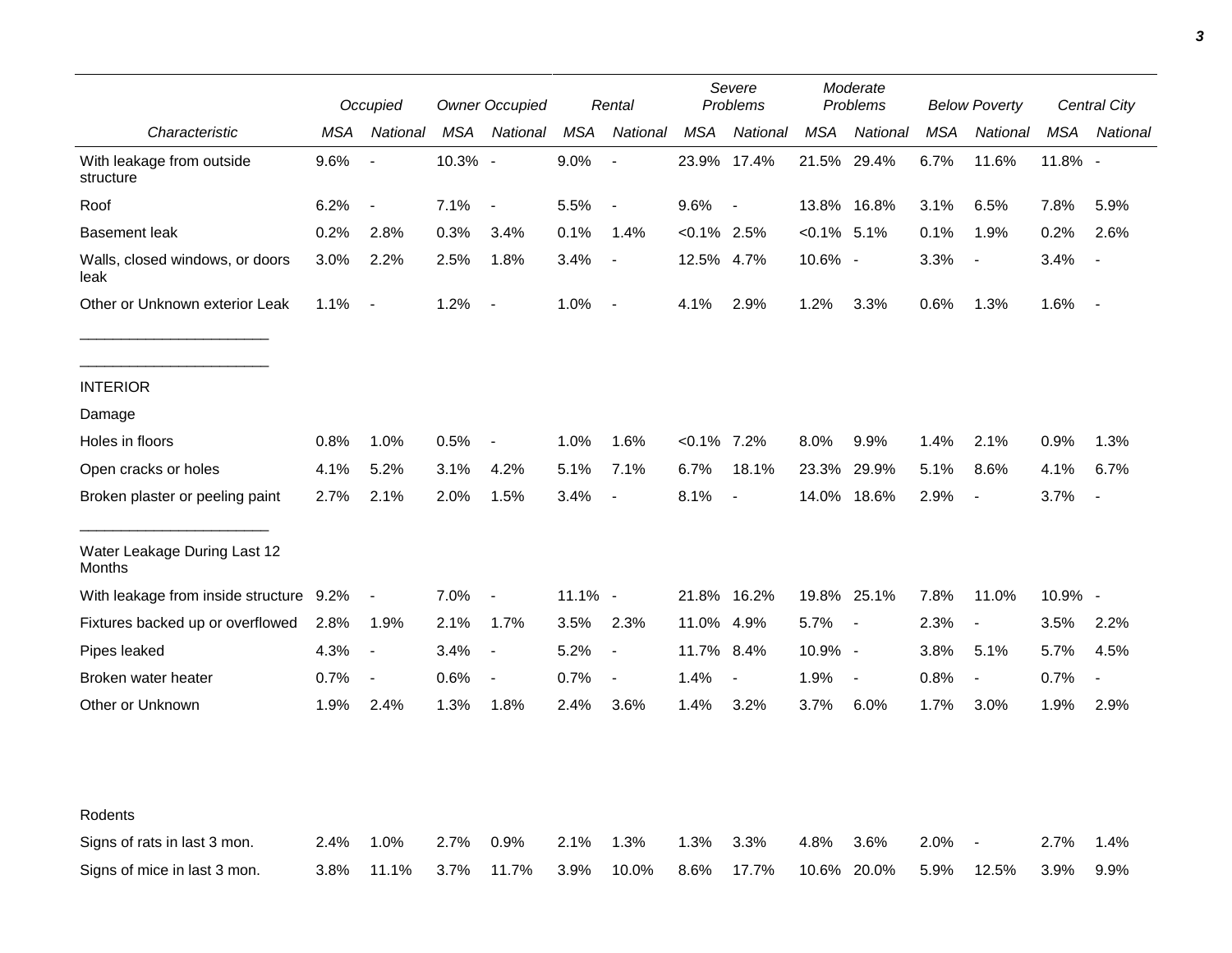| Characteristic | Occupied | | Owner Occupied | | Rental | | Severe Problems | | Moderate Problems | | Below Poverty | | Central City | |
|---|---|---|---|---|---|---|---|---|---|---|---|---|---|---|
| | MSA | National | MSA | National | MSA | National | MSA | National | MSA | National | MSA | National | MSA | National |
| With leakage from outside structure | 9.6% | - | 10.3% | - | 9.0% | - | 23.9% | 17.4% | 21.5% | 29.4% | 6.7% | 11.6% | 11.8% | - |
| Roof | 6.2% | - | 7.1% | - | 5.5% | - | 9.6% | - | 13.8% | 16.8% | 3.1% | 6.5% | 7.8% | 5.9% |
| Basement leak | 0.2% | 2.8% | 0.3% | 3.4% | 0.1% | 1.4% | <0.1% | 2.5% | <0.1% | 5.1% | 0.1% | 1.9% | 0.2% | 2.6% |
| Walls, closed windows, or doors leak | 3.0% | 2.2% | 2.5% | 1.8% | 3.4% | - | 12.5% | 4.7% | 10.6% | - | 3.3% | - | 3.4% | - |
| Other or Unknown exterior Leak | 1.1% | - | 1.2% | - | 1.0% | - | 4.1% | 2.9% | 1.2% | 3.3% | 0.6% | 1.3% | 1.6% | - |
| INTERIOR | | | | | | | | | | | | | | |
| Damage | | | | | | | | | | | | | | |
| Holes in floors | 0.8% | 1.0% | 0.5% | - | 1.0% | 1.6% | <0.1% | 7.2% | 8.0% | 9.9% | 1.4% | 2.1% | 0.9% | 1.3% |
| Open cracks or holes | 4.1% | 5.2% | 3.1% | 4.2% | 5.1% | 7.1% | 6.7% | 18.1% | 23.3% | 29.9% | 5.1% | 8.6% | 4.1% | 6.7% |
| Broken plaster or peeling paint | 2.7% | 2.1% | 2.0% | 1.5% | 3.4% | - | 8.1% | - | 14.0% | 18.6% | 2.9% | - | 3.7% | - |
| Water Leakage During Last 12 Months | | | | | | | | | | | | | | |
| With leakage from inside structure | 9.2% | - | 7.0% | - | 11.1% | - | 21.8% | 16.2% | 19.8% | 25.1% | 7.8% | 11.0% | 10.9% | - |
| Fixtures backed up or overflowed | 2.8% | 1.9% | 2.1% | 1.7% | 3.5% | 2.3% | 11.0% | 4.9% | 5.7% | - | 2.3% | - | 3.5% | 2.2% |
| Pipes leaked | 4.3% | - | 3.4% | - | 5.2% | - | 11.7% | 8.4% | 10.9% | - | 3.8% | 5.1% | 5.7% | 4.5% |
| Broken water heater | 0.7% | - | 0.6% | - | 0.7% | - | 1.4% | - | 1.9% | - | 0.8% | - | 0.7% | - |
| Other or Unknown | 1.9% | 2.4% | 1.3% | 1.8% | 2.4% | 3.6% | 1.4% | 3.2% | 3.7% | 6.0% | 1.7% | 3.0% | 1.9% | 2.9% |
| Rodents | | | | | | | | | | | | | | |
| Signs of rats in last 3 mon. | 2.4% | 1.0% | 2.7% | 0.9% | 2.1% | 1.3% | 1.3% | 3.3% | 4.8% | 3.6% | 2.0% | - | 2.7% | 1.4% |
| Signs of mice in last 3 mon. | 3.8% | 11.1% | 3.7% | 11.7% | 3.9% | 10.0% | 8.6% | 17.7% | 10.6% | 20.0% | 5.9% | 12.5% | 3.9% | 9.9% |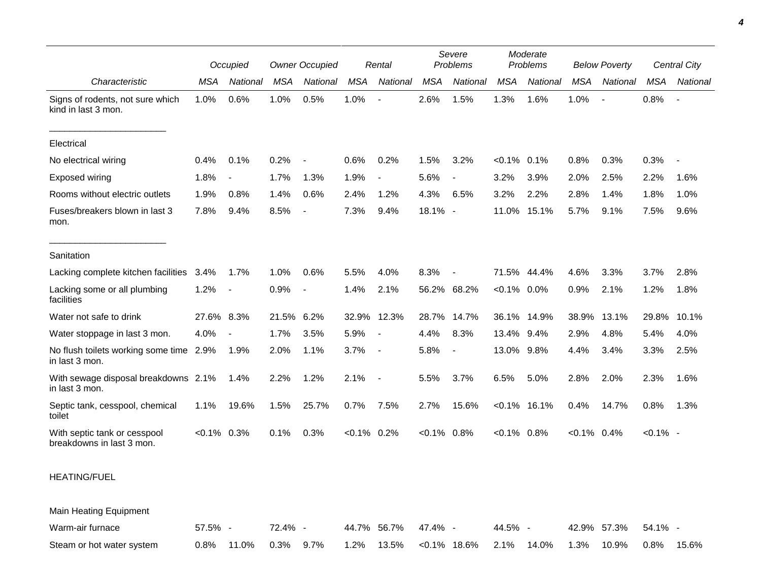| Characteristic | Occupied | | Owner Occupied | | Rental | | Severe Problems | | Moderate Problems | | Below Poverty | | Central City | |
|---|---|---|---|---|---|---|---|---|---|---|---|---|---|---|
| | MSA | National | MSA | National | MSA | National | MSA | National | MSA | National | MSA | National | MSA | National |
| Signs of rodents, not sure which kind in last 3 mon. | 1.0% | 0.6% | 1.0% | 0.5% | 1.0% | - | 2.6% | 1.5% | 1.3% | 1.6% | 1.0% | - | 0.8% | - |
| Electrical | | | | | | | | | | | | | | |
| No electrical wiring | 0.4% | 0.1% | 0.2% | - | 0.6% | 0.2% | 1.5% | 3.2% | <0.1% | 0.1% | 0.8% | 0.3% | 0.3% | - |
| Exposed wiring | 1.8% | - | 1.7% | 1.3% | 1.9% | - | 5.6% | - | 3.2% | 3.9% | 2.0% | 2.5% | 2.2% | 1.6% |
| Rooms without electric outlets | 1.9% | 0.8% | 1.4% | 0.6% | 2.4% | 1.2% | 4.3% | 6.5% | 3.2% | 2.2% | 2.8% | 1.4% | 1.8% | 1.0% |
| Fuses/breakers blown in last 3 mon. | 7.8% | 9.4% | 8.5% | - | 7.3% | 9.4% | 18.1% | - | 11.0% | 15.1% | 5.7% | 9.1% | 7.5% | 9.6% |
| Sanitation | | | | | | | | | | | | | | |
| Lacking complete kitchen facilities | 3.4% | 1.7% | 1.0% | 0.6% | 5.5% | 4.0% | 8.3% | - | 71.5% | 44.4% | 4.6% | 3.3% | 3.7% | 2.8% |
| Lacking some or all plumbing facilities | 1.2% | - | 0.9% | - | 1.4% | 2.1% | 56.2% | 68.2% | <0.1% | 0.0% | 0.9% | 2.1% | 1.2% | 1.8% |
| Water not safe to drink | 27.6% | 8.3% | 21.5% | 6.2% | 32.9% | 12.3% | 28.7% | 14.7% | 36.1% | 14.9% | 38.9% | 13.1% | 29.8% | 10.1% |
| Water stoppage in last 3 mon. | 4.0% | - | 1.7% | 3.5% | 5.9% | - | 4.4% | 8.3% | 13.4% | 9.4% | 2.9% | 4.8% | 5.4% | 4.0% |
| No flush toilets working some time in last 3 mon. | 2.9% | 1.9% | 2.0% | 1.1% | 3.7% | - | 5.8% | - | 13.0% | 9.8% | 4.4% | 3.4% | 3.3% | 2.5% |
| With sewage disposal breakdowns in last 3 mon. | 2.1% | 1.4% | 2.2% | 1.2% | 2.1% | - | 5.5% | 3.7% | 6.5% | 5.0% | 2.8% | 2.0% | 2.3% | 1.6% |
| Septic tank, cesspool, chemical toilet | 1.1% | 19.6% | 1.5% | 25.7% | 0.7% | 7.5% | 2.7% | 15.6% | <0.1% | 16.1% | 0.4% | 14.7% | 0.8% | 1.3% |
| With septic tank or cesspool breakdowns in last 3 mon. | <0.1% | 0.3% | 0.1% | 0.3% | <0.1% | 0.2% | <0.1% | 0.8% | <0.1% | 0.8% | <0.1% | 0.4% | <0.1% | - |
| HEATING/FUEL | | | | | | | | | | | | | | |
| Main Heating Equipment | | | | | | | | | | | | | | |
| Warm-air furnace | 57.5% | - | 72.4% | - | 44.7% | 56.7% | 47.4% | - | 44.5% | - | 42.9% | 57.3% | 54.1% | - |
| Steam or hot water system | 0.8% | 11.0% | 0.3% | 9.7% | 1.2% | 13.5% | <0.1% | 18.6% | 2.1% | 14.0% | 1.3% | 10.9% | 0.8% | 15.6% |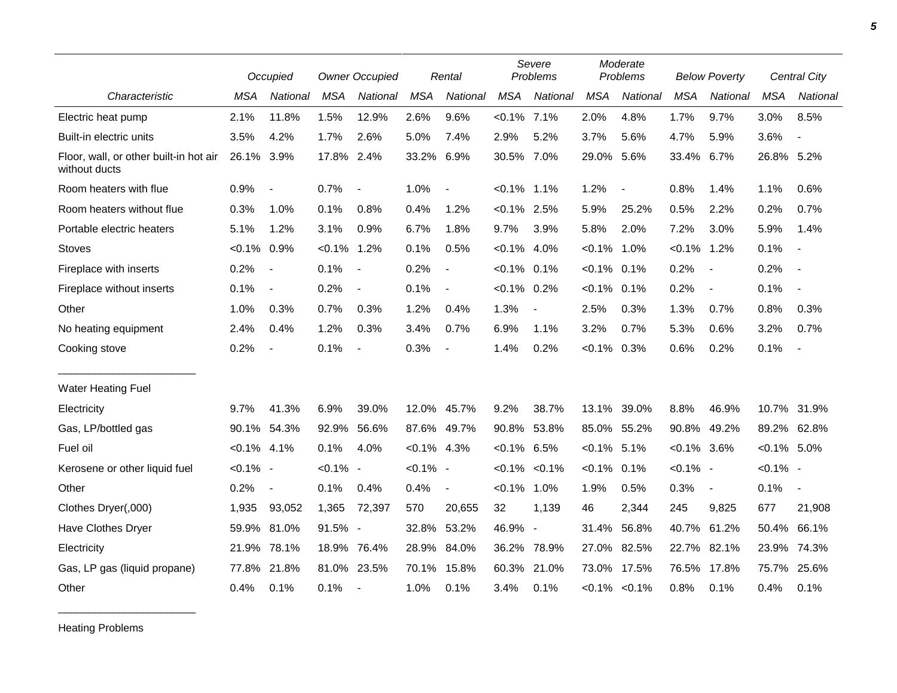| Characteristic | Occupied | | Owner Occupied | | Rental | | Severe Problems | | Moderate Problems | | Below Poverty | | Central City | |
|---|---|---|---|---|---|---|---|---|---|---|---|---|---|---|
| | MSA | National | MSA | National | MSA | National | MSA | National | MSA | National | MSA | National | MSA | National |
| Electric heat pump | 2.1% | 11.8% | 1.5% | 12.9% | 2.6% | 9.6% | <0.1% | 7.1% | 2.0% | 4.8% | 1.7% | 9.7% | 3.0% | 8.5% |
| Built-in electric units | 3.5% | 4.2% | 1.7% | 2.6% | 5.0% | 7.4% | 2.9% | 5.2% | 3.7% | 5.6% | 4.7% | 5.9% | 3.6% | - |
| Floor, wall, or other built-in hot air without ducts | 26.1% | 3.9% | 17.8% | 2.4% | 33.2% | 6.9% | 30.5% | 7.0% | 29.0% | 5.6% | 33.4% | 6.7% | 26.8% | 5.2% |
| Room heaters with flue | 0.9% | - | 0.7% | - | 1.0% | - | <0.1% | 1.1% | 1.2% | - | 0.8% | 1.4% | 1.1% | 0.6% |
| Room heaters without flue | 0.3% | 1.0% | 0.1% | 0.8% | 0.4% | 1.2% | <0.1% | 2.5% | 5.9% | 25.2% | 0.5% | 2.2% | 0.2% | 0.7% |
| Portable electric heaters | 5.1% | 1.2% | 3.1% | 0.9% | 6.7% | 1.8% | 9.7% | 3.9% | 5.8% | 2.0% | 7.2% | 3.0% | 5.9% | 1.4% |
| Stoves | <0.1% | 0.9% | <0.1% | 1.2% | 0.1% | 0.5% | <0.1% | 4.0% | <0.1% | 1.0% | <0.1% | 1.2% | 0.1% | - |
| Fireplace with inserts | 0.2% | - | 0.1% | - | 0.2% | - | <0.1% | 0.1% | <0.1% | 0.1% | 0.2% | - | 0.2% | - |
| Fireplace without inserts | 0.1% | - | 0.2% | - | 0.1% | - | <0.1% | 0.2% | <0.1% | 0.1% | 0.2% | - | 0.1% | - |
| Other | 1.0% | 0.3% | 0.7% | 0.3% | 1.2% | 0.4% | 1.3% | - | 2.5% | 0.3% | 1.3% | 0.7% | 0.8% | 0.3% |
| No heating equipment | 2.4% | 0.4% | 1.2% | 0.3% | 3.4% | 0.7% | 6.9% | 1.1% | 3.2% | 0.7% | 5.3% | 0.6% | 3.2% | 0.7% |
| Cooking stove | 0.2% | - | 0.1% | - | 0.3% | - | 1.4% | 0.2% | <0.1% | 0.3% | 0.6% | 0.2% | 0.1% | - |
| Water Heating Fuel | | | | | | | | | | | | | | |
| Electricity | 9.7% | 41.3% | 6.9% | 39.0% | 12.0% | 45.7% | 9.2% | 38.7% | 13.1% | 39.0% | 8.8% | 46.9% | 10.7% | 31.9% |
| Gas, LP/bottled gas | 90.1% | 54.3% | 92.9% | 56.6% | 87.6% | 49.7% | 90.8% | 53.8% | 85.0% | 55.2% | 90.8% | 49.2% | 89.2% | 62.8% |
| Fuel oil | <0.1% | 4.1% | 0.1% | 4.0% | <0.1% | 4.3% | <0.1% | 6.5% | <0.1% | 5.1% | <0.1% | 3.6% | <0.1% | 5.0% |
| Kerosene or other liquid fuel | <0.1% | - | <0.1% | - | <0.1% | - | <0.1% | <0.1% | <0.1% | 0.1% | <0.1% | - | <0.1% | - |
| Other | 0.2% | - | 0.1% | 0.4% | 0.4% | - | <0.1% | 1.0% | 1.9% | 0.5% | 0.3% | - | 0.1% | - |
| Clothes Dryer(,000) | 1,935 | 93,052 | 1,365 | 72,397 | 570 | 20,655 | 32 | 1,139 | 46 | 2,344 | 245 | 9,825 | 677 | 21,908 |
| Have Clothes Dryer | 59.9% | 81.0% | 91.5% | - | 32.8% | 53.2% | 46.9% | - | 31.4% | 56.8% | 40.7% | 61.2% | 50.4% | 66.1% |
| Electricity | 21.9% | 78.1% | 18.9% | 76.4% | 28.9% | 84.0% | 36.2% | 78.9% | 27.0% | 82.5% | 22.7% | 82.1% | 23.9% | 74.3% |
| Gas, LP gas (liquid propane) | 77.8% | 21.8% | 81.0% | 23.5% | 70.1% | 15.8% | 60.3% | 21.0% | 73.0% | 17.5% | 76.5% | 17.8% | 75.7% | 25.6% |
| Other | 0.4% | 0.1% | 0.1% | - | 1.0% | 0.1% | 3.4% | 0.1% | <0.1% | <0.1% | 0.8% | 0.1% | 0.4% | 0.1% |

Heating Problems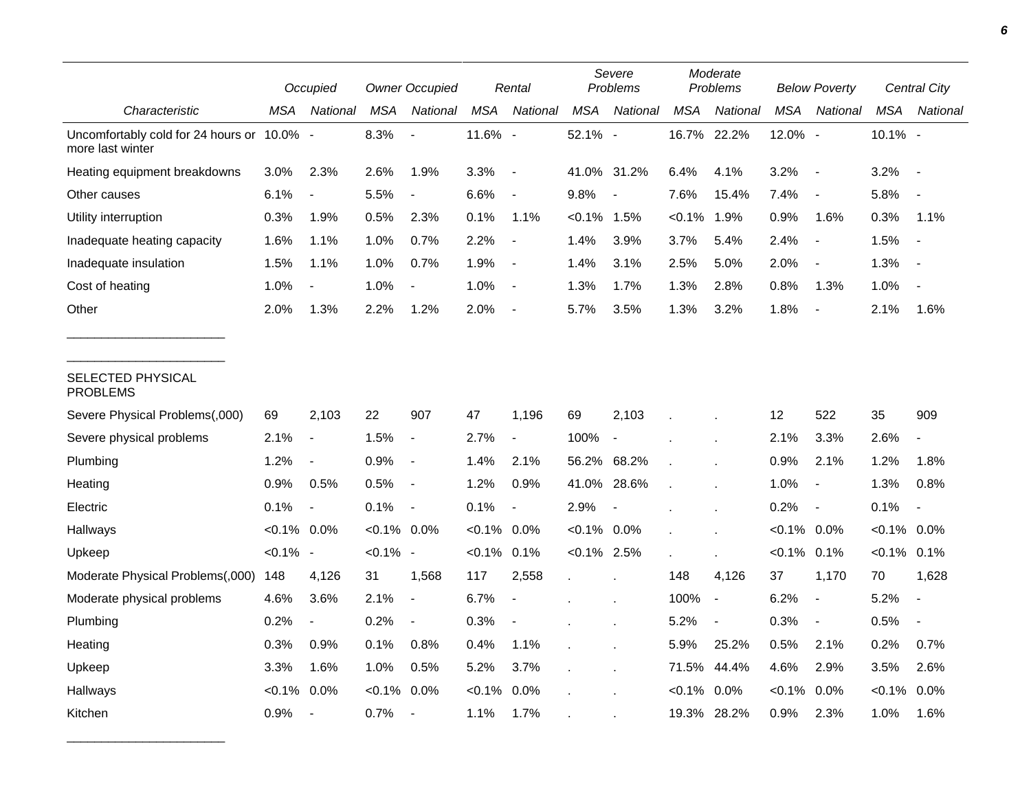| | Occupied | | Owner Occupied | | Rental | | Severe Problems | | Moderate Problems | | Below Poverty | | Central City | |
|---|---|---|---|---|---|---|---|---|---|---|---|---|---|---|
| Characteristic | MSA | National | MSA | National | MSA | National | MSA | National | MSA | National | MSA | National | MSA | National |
| Uncomfortably cold for 24 hours or more last winter | 10.0% | - | 8.3% | - | 11.6% | - | 52.1% | - | 16.7% | 22.2% | 12.0% | - | 10.1% | - |
| Heating equipment breakdowns | 3.0% | 2.3% | 2.6% | 1.9% | 3.3% | - | 41.0% | 31.2% | 6.4% | 4.1% | 3.2% | - | 3.2% | - |
| Other causes | 6.1% | - | 5.5% | - | 6.6% | - | 9.8% | - | 7.6% | 15.4% | 7.4% | - | 5.8% | - |
| Utility interruption | 0.3% | 1.9% | 0.5% | 2.3% | 0.1% | 1.1% | <0.1% | 1.5% | <0.1% | 1.9% | 0.9% | 1.6% | 0.3% | 1.1% |
| Inadequate heating capacity | 1.6% | 1.1% | 1.0% | 0.7% | 2.2% | - | 1.4% | 3.9% | 3.7% | 5.4% | 2.4% | - | 1.5% | - |
| Inadequate insulation | 1.5% | 1.1% | 1.0% | 0.7% | 1.9% | - | 1.4% | 3.1% | 2.5% | 5.0% | 2.0% | - | 1.3% | - |
| Cost of heating | 1.0% | - | 1.0% | - | 1.0% | - | 1.3% | 1.7% | 1.3% | 2.8% | 0.8% | 1.3% | 1.0% | - |
| Other | 2.0% | 1.3% | 2.2% | 1.2% | 2.0% | - | 5.7% | 3.5% | 1.3% | 3.2% | 1.8% | - | 2.1% | 1.6% |
| SELECTED PHYSICAL PROBLEMS | | | | | | | | | | | | | | |
| Severe Physical Problems(,000) | 69 | 2,103 | 22 | 907 | 47 | 1,196 | 69 | 2,103 | . | . | 12 | 522 | 35 | 909 |
| Severe physical problems | 2.1% | - | 1.5% | - | 2.7% | - | 100% | - | . | . | 2.1% | 3.3% | 2.6% | - |
| Plumbing | 1.2% | - | 0.9% | - | 1.4% | 2.1% | 56.2% | 68.2% | . | . | 0.9% | 2.1% | 1.2% | 1.8% |
| Heating | 0.9% | 0.5% | 0.5% | - | 1.2% | 0.9% | 41.0% | 28.6% | . | . | 1.0% | - | 1.3% | 0.8% |
| Electric | 0.1% | - | 0.1% | - | 0.1% | - | 2.9% | - | . | . | 0.2% | - | 0.1% | - |
| Hallways | <0.1% | 0.0% | <0.1% | 0.0% | <0.1% | 0.0% | <0.1% | 0.0% | . | . | <0.1% | 0.0% | <0.1% | 0.0% |
| Upkeep | <0.1% | - | <0.1% | - | <0.1% | 0.1% | <0.1% | 2.5% | . | . | <0.1% | 0.1% | <0.1% | 0.1% |
| Moderate Physical Problems(,000) | 148 | 4,126 | 31 | 1,568 | 117 | 2,558 | . | . | 148 | 4,126 | 37 | 1,170 | 70 | 1,628 |
| Moderate physical problems | 4.6% | 3.6% | 2.1% | - | 6.7% | - | . | . | 100% | - | 6.2% | - | 5.2% | - |
| Plumbing | 0.2% | - | 0.2% | - | 0.3% | - | . | . | 5.2% | - | 0.3% | - | 0.5% | - |
| Heating | 0.3% | 0.9% | 0.1% | 0.8% | 0.4% | 1.1% | . | . | 5.9% | 25.2% | 0.5% | 2.1% | 0.2% | 0.7% |
| Upkeep | 3.3% | 1.6% | 1.0% | 0.5% | 5.2% | 3.7% | . | . | 71.5% | 44.4% | 4.6% | 2.9% | 3.5% | 2.6% |
| Hallways | <0.1% | 0.0% | <0.1% | 0.0% | <0.1% | 0.0% | . | . | <0.1% | 0.0% | <0.1% | 0.0% | <0.1% | 0.0% |
| Kitchen | 0.9% | - | 0.7% | - | 1.1% | 1.7% | . | . | 19.3% | 28.2% | 0.9% | 2.3% | 1.0% | 1.6% |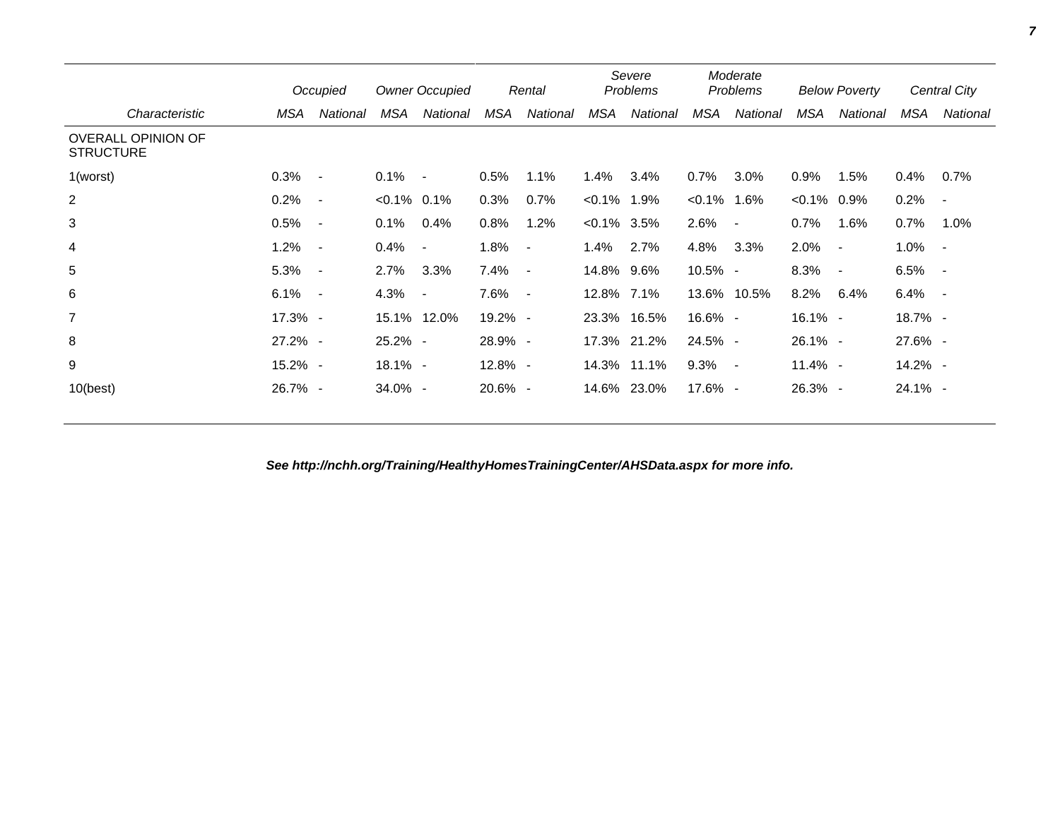| | Occupied | | Owner Occupied | | Rental | | Severe Problems | | Moderate Problems | | Below Poverty | | Central City | |
|---|---|---|---|---|---|---|---|---|---|---|---|---|---|---|
| Characteristic | MSA | National | MSA | National | MSA | National | MSA | National | MSA | National | MSA | National | MSA | National |
| OVERALL OPINION OF STRUCTURE | | | | | | | | | | | | | | |
| 1(worst) | 0.3% | - | 0.1% | - | 0.5% | 1.1% | 1.4% | 3.4% | 0.7% | 3.0% | 0.9% | 1.5% | 0.4% | 0.7% |
| 2 | 0.2% | - | <0.1% | 0.1% | 0.3% | 0.7% | <0.1% | 1.9% | <0.1% | 1.6% | <0.1% | 0.9% | 0.2% | - |
| 3 | 0.5% | - | 0.1% | 0.4% | 0.8% | 1.2% | <0.1% | 3.5% | 2.6% | - | 0.7% | 1.6% | 0.7% | 1.0% |
| 4 | 1.2% | - | 0.4% | - | 1.8% | - | 1.4% | 2.7% | 4.8% | 3.3% | 2.0% | - | 1.0% | - |
| 5 | 5.3% | - | 2.7% | 3.3% | 7.4% | - | 14.8% | 9.6% | 10.5% | - | 8.3% | - | 6.5% | - |
| 6 | 6.1% | - | 4.3% | - | 7.6% | - | 12.8% | 7.1% | 13.6% | 10.5% | 8.2% | 6.4% | 6.4% | - |
| 7 | 17.3% | - | 15.1% | 12.0% | 19.2% | - | 23.3% | 16.5% | 16.6% | - | 16.1% | - | 18.7% | - |
| 8 | 27.2% | - | 25.2% | - | 28.9% | - | 17.3% | 21.2% | 24.5% | - | 26.1% | - | 27.6% | - |
| 9 | 15.2% | - | 18.1% | - | 12.8% | - | 14.3% | 11.1% | 9.3% | - | 11.4% | - | 14.2% | - |
| 10(best) | 26.7% | - | 34.0% | - | 20.6% | - | 14.6% | 23.0% | 17.6% | - | 26.3% | - | 24.1% | - |

***See http://nchh.org/Training/HealthyHomesTrainingCenter/AHSData.aspx for more info.***